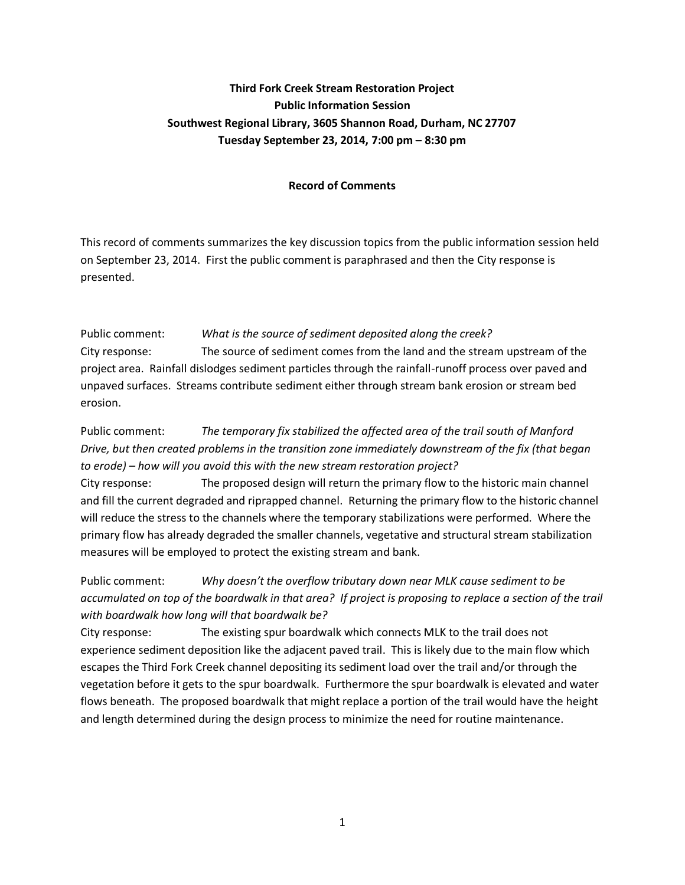**Third Fork Creek Stream Restoration Project**
**Public Information Session**
**Southwest Regional Library, 3605 Shannon Road, Durham, NC 27707**
**Tuesday September 23, 2014, 7:00 pm – 8:30 pm**

**Record of Comments**

This record of comments summarizes the key discussion topics from the public information session held on September 23, 2014. First the public comment is paraphrased and then the City response is presented.

Public comment: *What is the source of sediment deposited along the creek?*
City response: The source of sediment comes from the land and the stream upstream of the project area. Rainfall dislodges sediment particles through the rainfall-runoff process over paved and unpaved surfaces. Streams contribute sediment either through stream bank erosion or stream bed erosion.

Public comment: *The temporary fix stabilized the affected area of the trail south of Manford Drive, but then created problems in the transition zone immediately downstream of the fix (that began to erode) – how will you avoid this with the new stream restoration project?*
City response: The proposed design will return the primary flow to the historic main channel and fill the current degraded and riprapped channel. Returning the primary flow to the historic channel will reduce the stress to the channels where the temporary stabilizations were performed. Where the primary flow has already degraded the smaller channels, vegetative and structural stream stabilization measures will be employed to protect the existing stream and bank.

Public comment: *Why doesn't the overflow tributary down near MLK cause sediment to be accumulated on top of the boardwalk in that area? If project is proposing to replace a section of the trail with boardwalk how long will that boardwalk be?*
City response: The existing spur boardwalk which connects MLK to the trail does not experience sediment deposition like the adjacent paved trail. This is likely due to the main flow which escapes the Third Fork Creek channel depositing its sediment load over the trail and/or through the vegetation before it gets to the spur boardwalk. Furthermore the spur boardwalk is elevated and water flows beneath. The proposed boardwalk that might replace a portion of the trail would have the height and length determined during the design process to minimize the need for routine maintenance.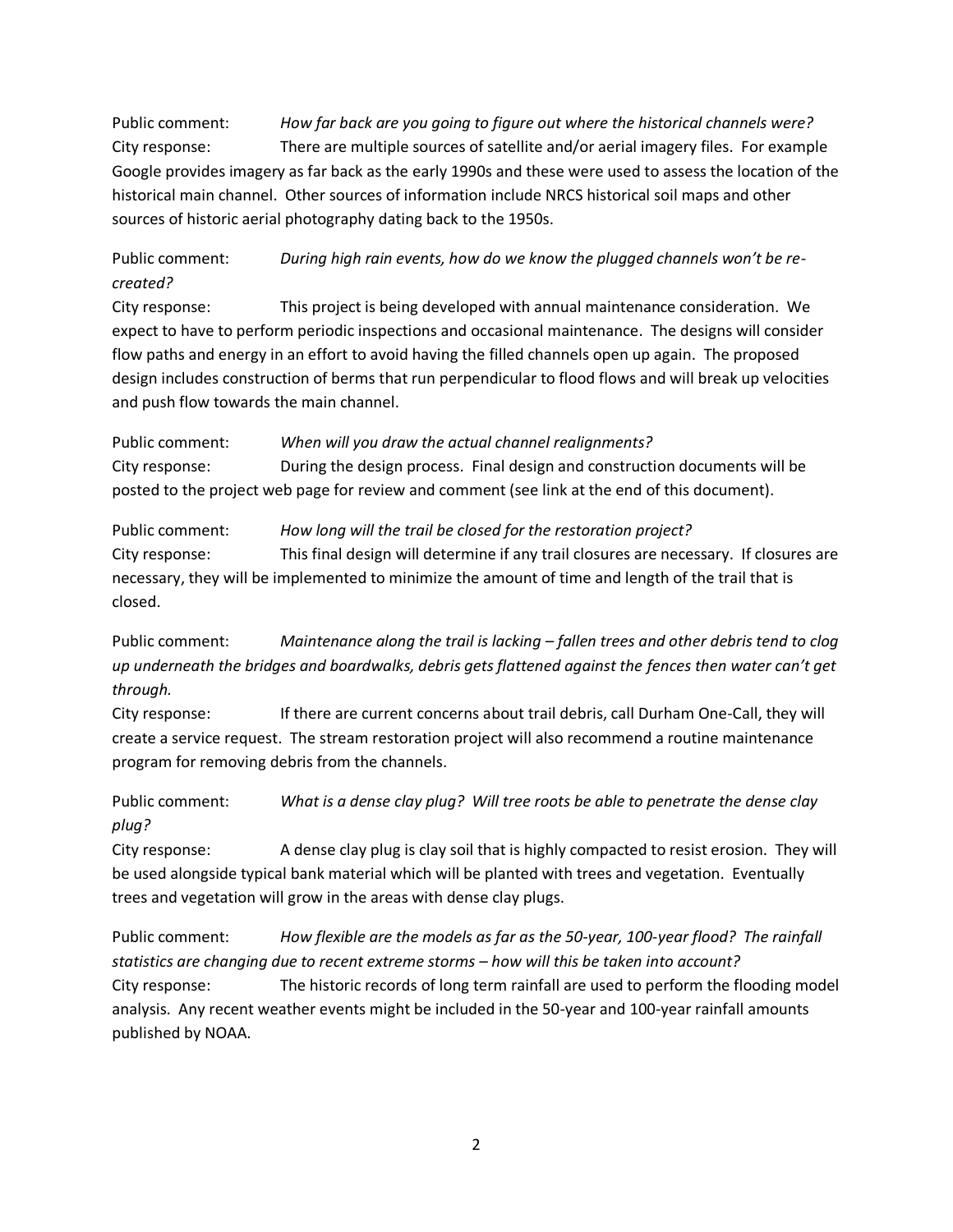Public comment: *How far back are you going to figure out where the historical channels were?*
City response: There are multiple sources of satellite and/or aerial imagery files. For example Google provides imagery as far back as the early 1990s and these were used to assess the location of the historical main channel. Other sources of information include NRCS historical soil maps and other sources of historic aerial photography dating back to the 1950s.

Public comment: *During high rain events, how do we know the plugged channels won't be re-created?*
City response: This project is being developed with annual maintenance consideration. We expect to have to perform periodic inspections and occasional maintenance. The designs will consider flow paths and energy in an effort to avoid having the filled channels open up again. The proposed design includes construction of berms that run perpendicular to flood flows and will break up velocities and push flow towards the main channel.

Public comment: *When will you draw the actual channel realignments?*
City response: During the design process. Final design and construction documents will be posted to the project web page for review and comment (see link at the end of this document).

Public comment: *How long will the trail be closed for the restoration project?*
City response: This final design will determine if any trail closures are necessary. If closures are necessary, they will be implemented to minimize the amount of time and length of the trail that is closed.

Public comment: *Maintenance along the trail is lacking – fallen trees and other debris tend to clog up underneath the bridges and boardwalks, debris gets flattened against the fences then water can't get through.*
City response: If there are current concerns about trail debris, call Durham One-Call, they will create a service request. The stream restoration project will also recommend a routine maintenance program for removing debris from the channels.

Public comment: *What is a dense clay plug? Will tree roots be able to penetrate the dense clay plug?*
City response: A dense clay plug is clay soil that is highly compacted to resist erosion. They will be used alongside typical bank material which will be planted with trees and vegetation. Eventually trees and vegetation will grow in the areas with dense clay plugs.

Public comment: *How flexible are the models as far as the 50-year, 100-year flood? The rainfall statistics are changing due to recent extreme storms – how will this be taken into account?*
City response: The historic records of long term rainfall are used to perform the flooding model analysis. Any recent weather events might be included in the 50-year and 100-year rainfall amounts published by NOAA.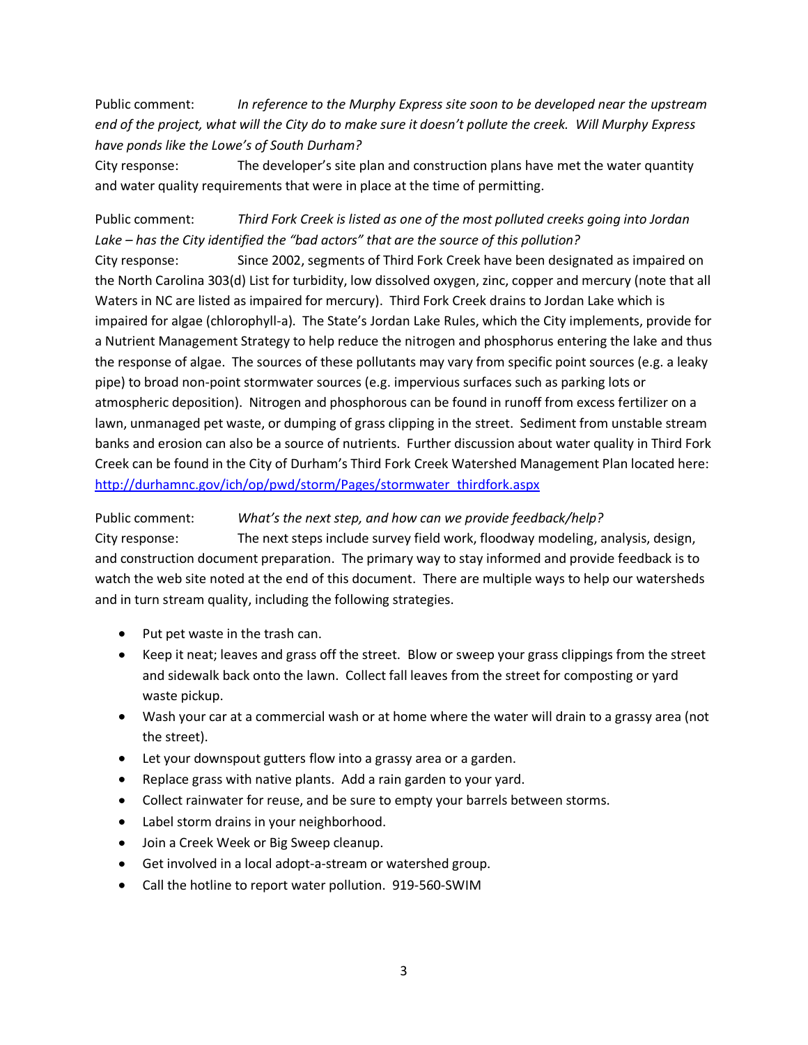Public comment: *In reference to the Murphy Express site soon to be developed near the upstream end of the project, what will the City do to make sure it doesn't pollute the creek. Will Murphy Express have ponds like the Lowe's of South Durham?*

City response: The developer's site plan and construction plans have met the water quantity and water quality requirements that were in place at the time of permitting.

Public comment: *Third Fork Creek is listed as one of the most polluted creeks going into Jordan Lake – has the City identified the "bad actors" that are the source of this pollution?*

City response: Since 2002, segments of Third Fork Creek have been designated as impaired on the North Carolina 303(d) List for turbidity, low dissolved oxygen, zinc, copper and mercury (note that all Waters in NC are listed as impaired for mercury). Third Fork Creek drains to Jordan Lake which is impaired for algae (chlorophyll-a). The State's Jordan Lake Rules, which the City implements, provide for a Nutrient Management Strategy to help reduce the nitrogen and phosphorus entering the lake and thus the response of algae. The sources of these pollutants may vary from specific point sources (e.g. a leaky pipe) to broad non-point stormwater sources (e.g. impervious surfaces such as parking lots or atmospheric deposition). Nitrogen and phosphorous can be found in runoff from excess fertilizer on a lawn, unmanaged pet waste, or dumping of grass clipping in the street. Sediment from unstable stream banks and erosion can also be a source of nutrients. Further discussion about water quality in Third Fork Creek can be found in the City of Durham's Third Fork Creek Watershed Management Plan located here: [http://durhamnc.gov/ich/op/pwd/storm/Pages/stormwater_thirdfork.aspx](http://durhamnc.gov/ich/op/pwd/storm/Pages/stormwater_thirdfork.aspx)

Public comment: *What's the next step, and how can we provide feedback/help?*

City response: The next steps include survey field work, floodway modeling, analysis, design, and construction document preparation. The primary way to stay informed and provide feedback is to watch the web site noted at the end of this document. There are multiple ways to help our watersheds and in turn stream quality, including the following strategies.

- Put pet waste in the trash can.
- Keep it neat; leaves and grass off the street. Blow or sweep your grass clippings from the street and sidewalk back onto the lawn. Collect fall leaves from the street for composting or yard waste pickup.
- Wash your car at a commercial wash or at home where the water will drain to a grassy area (not the street).
- Let your downspout gutters flow into a grassy area or a garden.
- Replace grass with native plants. Add a rain garden to your yard.
- Collect rainwater for reuse, and be sure to empty your barrels between storms.
- Label storm drains in your neighborhood.
- Join a Creek Week or Big Sweep cleanup.
- Get involved in a local adopt-a-stream or watershed group.
- Call the hotline to report water pollution. 919-560-SWIM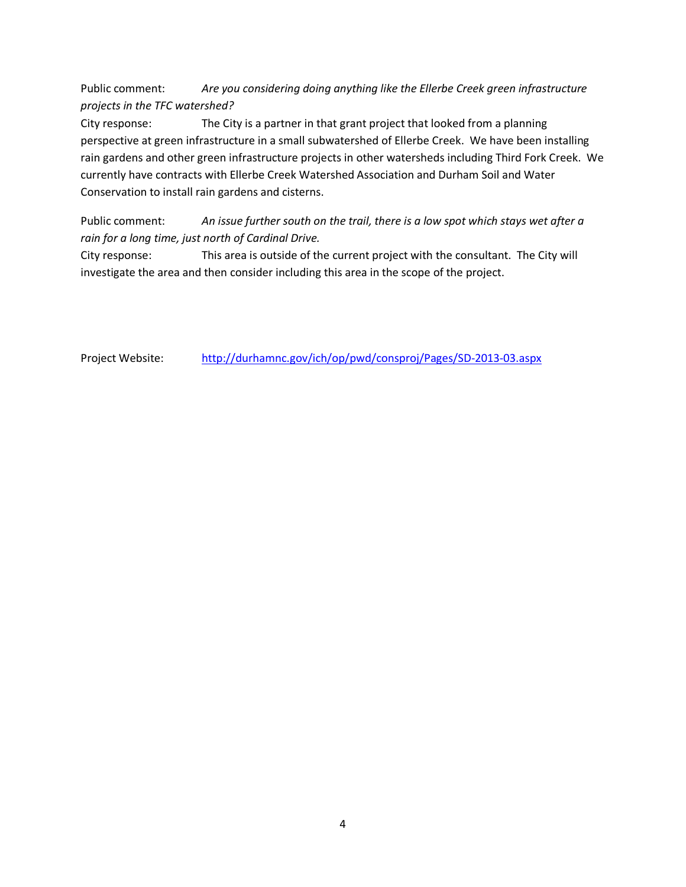Public comment: *Are you considering doing anything like the Ellerbe Creek green infrastructure projects in the TFC watershed?*

City response: The City is a partner in that grant project that looked from a planning perspective at green infrastructure in a small subwatershed of Ellerbe Creek. We have been installing rain gardens and other green infrastructure projects in other watersheds including Third Fork Creek. We currently have contracts with Ellerbe Creek Watershed Association and Durham Soil and Water Conservation to install rain gardens and cisterns.

Public comment: *An issue further south on the trail, there is a low spot which stays wet after a rain for a long time, just north of Cardinal Drive.*

City response: This area is outside of the current project with the consultant. The City will investigate the area and then consider including this area in the scope of the project.

Project Website: http://durhamnc.gov/ich/op/pwd/consproj/Pages/SD-2013-03.aspx